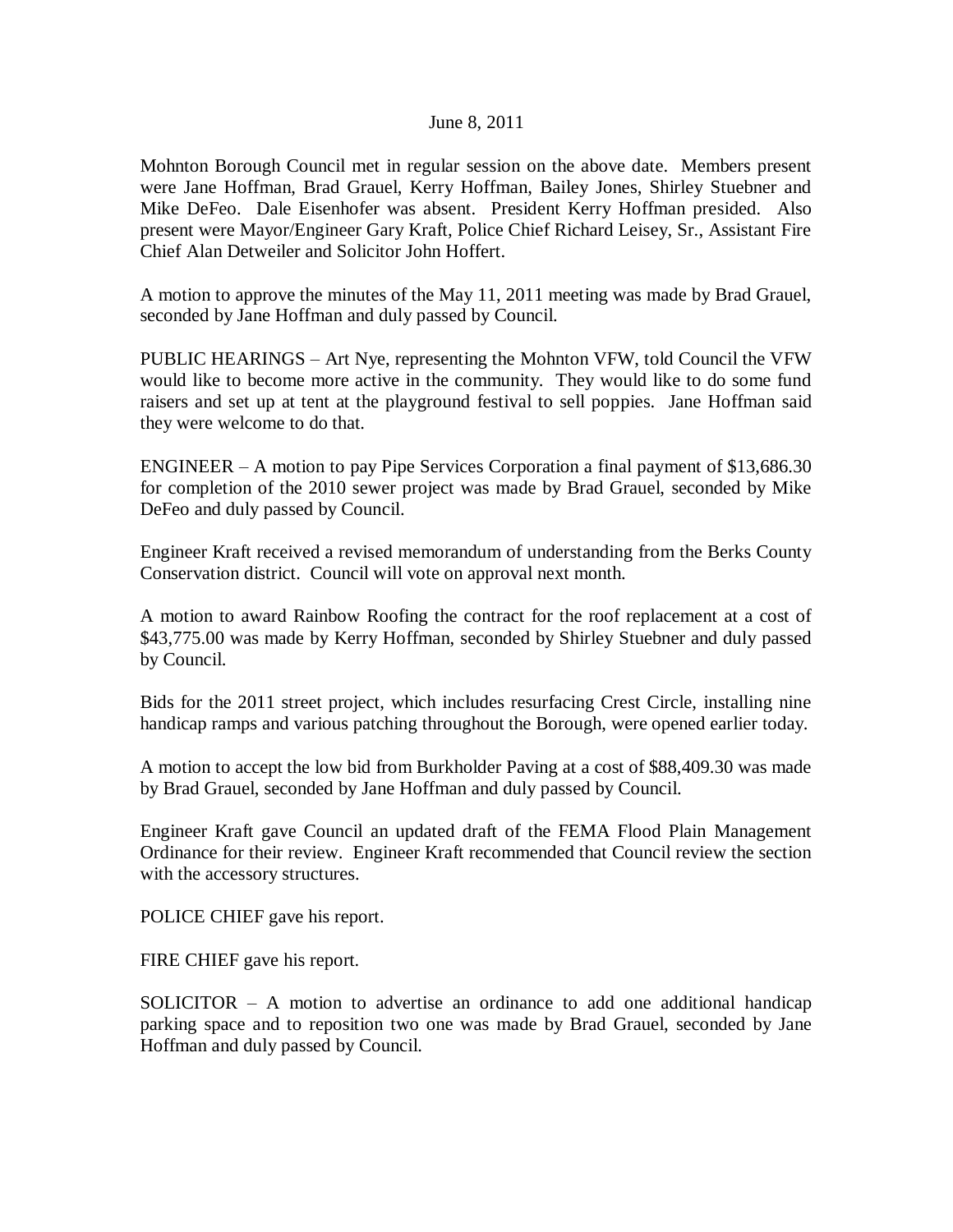June 8, 2011

Mohnton Borough Council met in regular session on the above date. Members present were Jane Hoffman, Brad Grauel, Kerry Hoffman, Bailey Jones, Shirley Stuebner and Mike DeFeo. Dale Eisenhofer was absent. President Kerry Hoffman presided. Also present were Mayor/Engineer Gary Kraft, Police Chief Richard Leisey, Sr., Assistant Fire Chief Alan Detweiler and Solicitor John Hoffert.

A motion to approve the minutes of the May 11, 2011 meeting was made by Brad Grauel, seconded by Jane Hoffman and duly passed by Council.

PUBLIC HEARINGS – Art Nye, representing the Mohnton VFW, told Council the VFW would like to become more active in the community. They would like to do some fund raisers and set up at tent at the playground festival to sell poppies. Jane Hoffman said they were welcome to do that.

ENGINEER – A motion to pay Pipe Services Corporation a final payment of $13,686.30 for completion of the 2010 sewer project was made by Brad Grauel, seconded by Mike DeFeo and duly passed by Council.

Engineer Kraft received a revised memorandum of understanding from the Berks County Conservation district. Council will vote on approval next month.

A motion to award Rainbow Roofing the contract for the roof replacement at a cost of $43,775.00 was made by Kerry Hoffman, seconded by Shirley Stuebner and duly passed by Council.

Bids for the 2011 street project, which includes resurfacing Crest Circle, installing nine handicap ramps and various patching throughout the Borough, were opened earlier today.

A motion to accept the low bid from Burkholder Paving at a cost of $88,409.30 was made by Brad Grauel, seconded by Jane Hoffman and duly passed by Council.

Engineer Kraft gave Council an updated draft of the FEMA Flood Plain Management Ordinance for their review. Engineer Kraft recommended that Council review the section with the accessory structures.

POLICE CHIEF gave his report.

FIRE CHIEF gave his report.

SOLICITOR – A motion to advertise an ordinance to add one additional handicap parking space and to reposition two one was made by Brad Grauel, seconded by Jane Hoffman and duly passed by Council.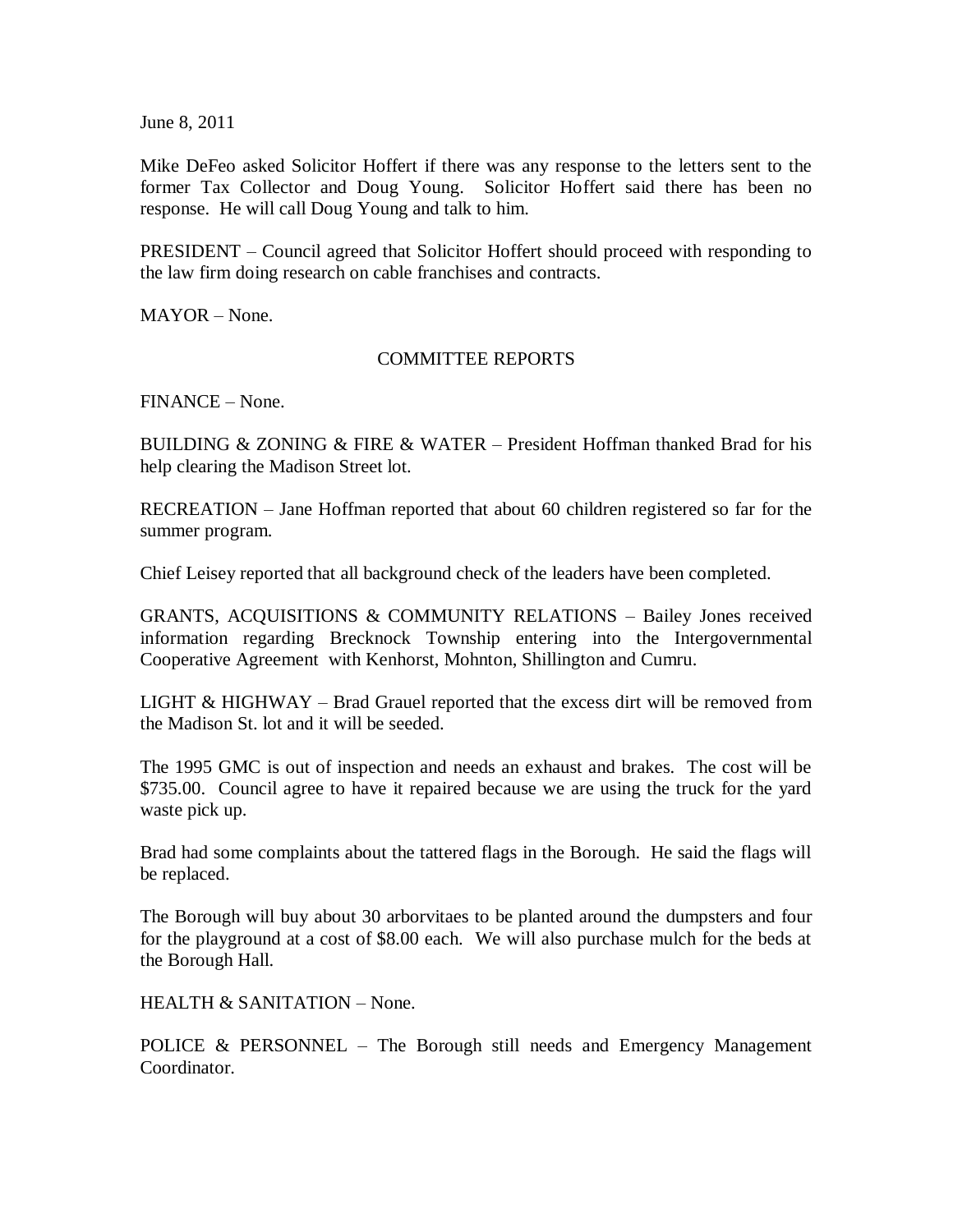June 8, 2011

Mike DeFeo asked Solicitor Hoffert if there was any response to the letters sent to the former Tax Collector and Doug Young. Solicitor Hoffert said there has been no response. He will call Doug Young and talk to him.

PRESIDENT – Council agreed that Solicitor Hoffert should proceed with responding to the law firm doing research on cable franchises and contracts.

MAYOR – None.

## COMMITTEE REPORTS

FINANCE – None.

BUILDING & ZONING & FIRE & WATER – President Hoffman thanked Brad for his help clearing the Madison Street lot.

RECREATION – Jane Hoffman reported that about 60 children registered so far for the summer program.

Chief Leisey reported that all background check of the leaders have been completed.

GRANTS, ACQUISITIONS & COMMUNITY RELATIONS – Bailey Jones received information regarding Brecknock Township entering into the Intergovernmental Cooperative Agreement with Kenhorst, Mohnton, Shillington and Cumru.

LIGHT & HIGHWAY – Brad Grauel reported that the excess dirt will be removed from the Madison St. lot and it will be seeded.

The 1995 GMC is out of inspection and needs an exhaust and brakes. The cost will be $735.00. Council agree to have it repaired because we are using the truck for the yard waste pick up.

Brad had some complaints about the tattered flags in the Borough. He said the flags will be replaced.

The Borough will buy about 30 arborvitaes to be planted around the dumpsters and four for the playground at a cost of $8.00 each. We will also purchase mulch for the beds at the Borough Hall.

HEALTH & SANITATION – None.

POLICE & PERSONNEL – The Borough still needs and Emergency Management Coordinator.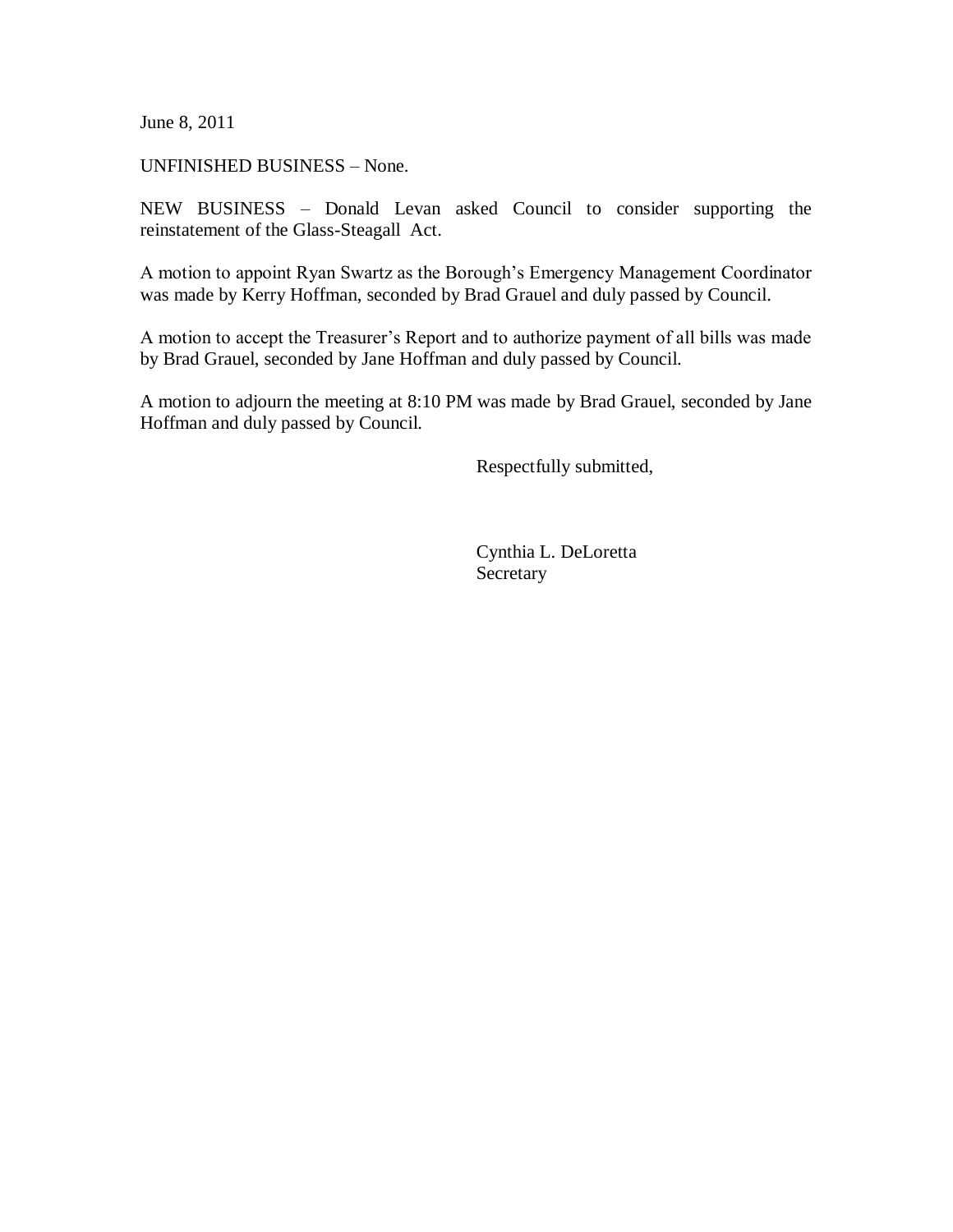June 8, 2011

UNFINISHED BUSINESS – None.

NEW BUSINESS – Donald Levan asked Council to consider supporting the reinstatement of the Glass-Steagall Act.

A motion to appoint Ryan Swartz as the Borough's Emergency Management Coordinator was made by Kerry Hoffman, seconded by Brad Grauel and duly passed by Council.

A motion to accept the Treasurer's Report and to authorize payment of all bills was made by Brad Grauel, seconded by Jane Hoffman and duly passed by Council.

A motion to adjourn the meeting at 8:10 PM was made by Brad Grauel, seconded by Jane Hoffman and duly passed by Council.

Respectfully submitted,

Cynthia L. DeLoretta
Secretary